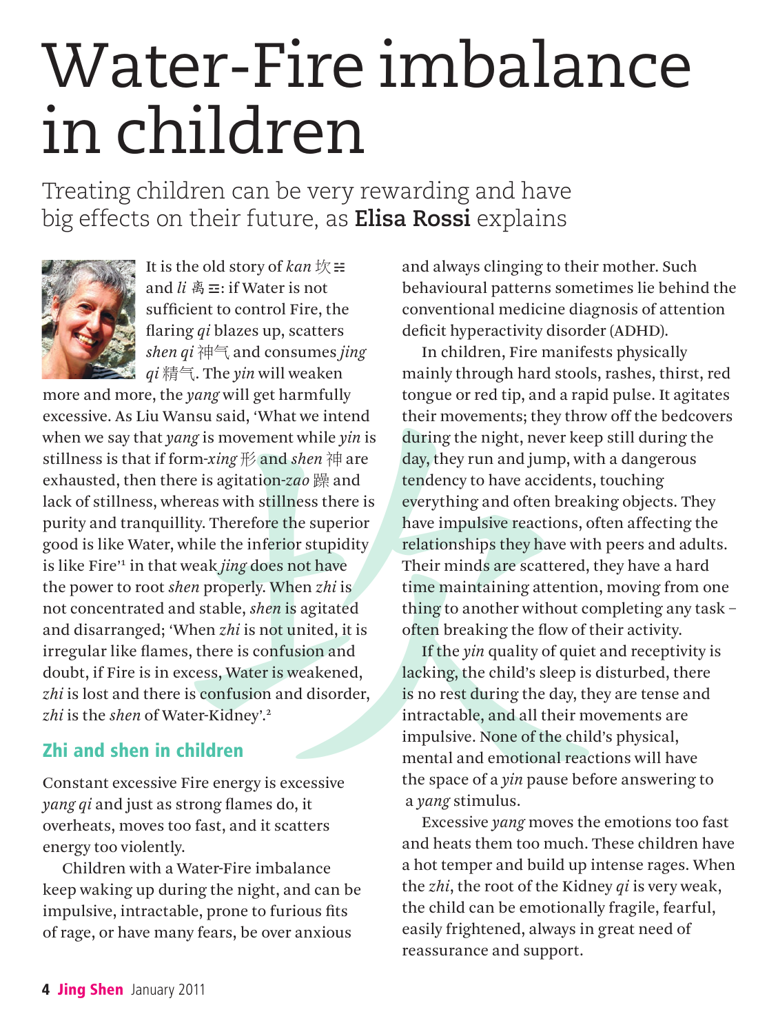# Water-Fire imbalance in children

Treating children can be very rewarding and have big effects on their future, as **Elisa Rossi** explains

It is the old story of *kan* 坎☵ and *li* 离☲: if Water is not sufficient to control Fire, the flaring *qi* blazes up, scatters *shen qi* 神气 and consumes *jing qi* 精气. The *yin* will weaken more and more, the *yang* will get harmfully excessive. As Liu Wansu said, 'What we intend when we say that *yang* is movement while *yin* is stillness is that if form-*xing* 形 and *shen* 神 are exhausted, then there is agitation-*zao* 躁 and lack of stillness, whereas with stillness there is purity and tranquillity. Therefore the superior good is like Water, while the inferior stupidity is like Fire'[1] in that weak *jing* does not have the power to root *shen* properly. When *zhi* is not concentrated and stable, *shen* is agitated and disarranged; 'When *zhi* is not united, it is irregular like flames, there is confusion and doubt, if Fire is in excess, Water is weakened, *zhi* is lost and there is confusion and disorder, *zhi* is the *shen* of Water-Kidney'.[2]

## Zhi and shen in children

Constant excessive Fire energy is excessive *yang qi* and just as strong flames do, it overheats, moves too fast, and it scatters energy too violently.

Children with a Water-Fire imbalance keep waking up during the night, and can be impulsive, intractable, prone to furious fits of rage, or have many fears, be over anxious and always clinging to their mother. Such behavioural patterns sometimes lie behind the conventional medicine diagnosis of attention deficit hyperactivity disorder (ADHD).

In children, Fire manifests physically mainly through hard stools, rashes, thirst, red tongue or red tip, and a rapid pulse. It agitates their movements; they throw off the bedcovers during the night, never keep still during the day, they run and jump, with a dangerous tendency to have accidents, touching everything and often breaking objects. They have impulsive reactions, often affecting the relationships they have with peers and adults. Their minds are scattered, they have a hard time maintaining attention, moving from one thing to another without completing any task – often breaking the flow of their activity.

If the *yin* quality of quiet and receptivity is lacking, the child's sleep is disturbed, there is no rest during the day, they are tense and intractable, and all their movements are impulsive. None of the child's physical, mental and emotional reactions will have the space of a *yin* pause before answering to a *yang* stimulus.

Excessive *yang* moves the emotions too fast and heats them too much. These children have a hot temper and build up intense rages. When the *zhi*, the root of the Kidney *qi* is very weak, the child can be emotionally fragile, fearful, easily frightened, always in great need of reassurance and support.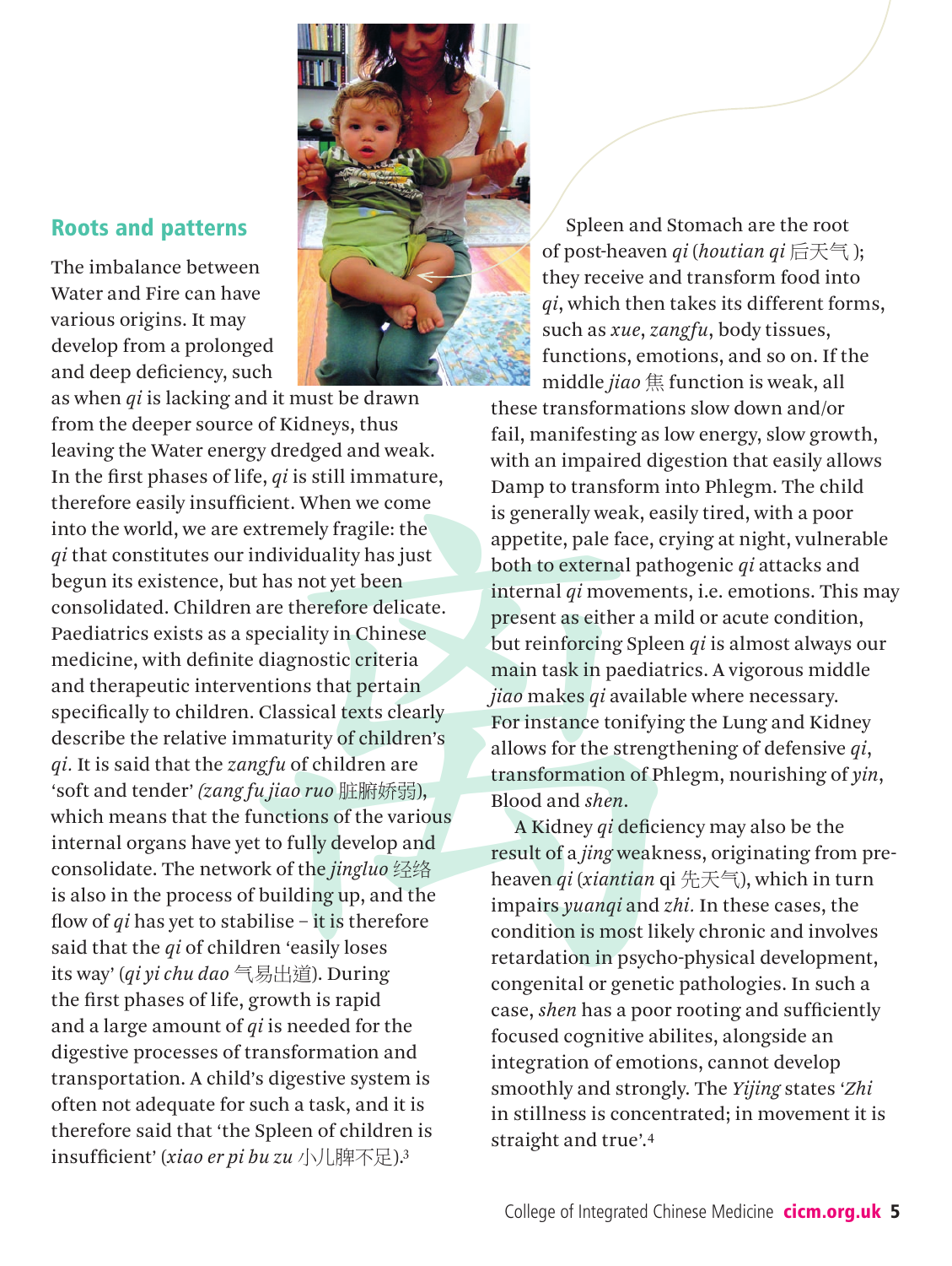## Roots and patterns

The imbalance between Water and Fire can have various origins. It may develop from a prolonged and deep deficiency, such as when *qi* is lacking and it must be drawn from the deeper source of Kidneys, thus leaving the Water energy dredged and weak. In the first phases of life, *qi* is still immature, therefore easily insufficient. When we come into the world, we are extremely fragile: the *qi* that constitutes our individuality has just begun its existence, but has not yet been consolidated. Children are therefore delicate. Paediatrics exists as a speciality in Chinese medicine, with definite diagnostic criteria and therapeutic interventions that pertain specifically to children. Classical texts clearly describe the relative immaturity of children's *qi*. It is said that the *zangfu* of children are 'soft and tender' *(zang fu jiao ruo* 脏腑娇弱), which means that the functions of the various internal organs have yet to fully develop and consolidate. The network of the *jingluo* 经络 is also in the process of building up, and the flow of *qi* has yet to stabilise – it is therefore said that the *qi* of children 'easily loses its way' (*qi yi chu dao* 气易出道). During the first phases of life, growth is rapid and a large amount of *qi* is needed for the digestive processes of transformation and transportation. A child's digestive system is often not adequate for such a task, and it is therefore said that 'the Spleen of children is insufficient' (*xiao er pi bu zu* 小儿脾不足).[3]

Spleen and Stomach are the root of post-heaven *qi* (*houtian qi* 后天气); they receive and transform food into *qi*, which then takes its different forms, such as *xue*, *zangfu*, body tissues, functions, emotions, and so on. If the middle *jiao* 焦 function is weak, all these transformations slow down and/or fail, manifesting as low energy, slow growth, with an impaired digestion that easily allows Damp to transform into Phlegm. The child is generally weak, easily tired, with a poor appetite, pale face, crying at night, vulnerable both to external pathogenic *qi* attacks and internal *qi* movements, i.e. emotions. This may present as either a mild or acute condition, but reinforcing Spleen *qi* is almost always our main task in paediatrics. A vigorous middle *jiao* makes *qi* available where necessary. For instance tonifying the Lung and Kidney allows for the strengthening of defensive *qi*, transformation of Phlegm, nourishing of *yin*, Blood and *shen*.

A Kidney *qi* deficiency may also be the result of a *jing* weakness, originating from pre-heaven *qi* (*xiantian* qi 先天气), which in turn impairs *yuanqi* and *zhi*. In these cases, the condition is most likely chronic and involves retardation in psycho-physical development, congenital or genetic pathologies. In such a case, *shen* has a poor rooting and sufficiently focused cognitive abilites, alongside an integration of emotions, cannot develop smoothly and strongly. The *Yijing* states '*Zhi* in stillness is concentrated; in movement it is straight and true'.[4]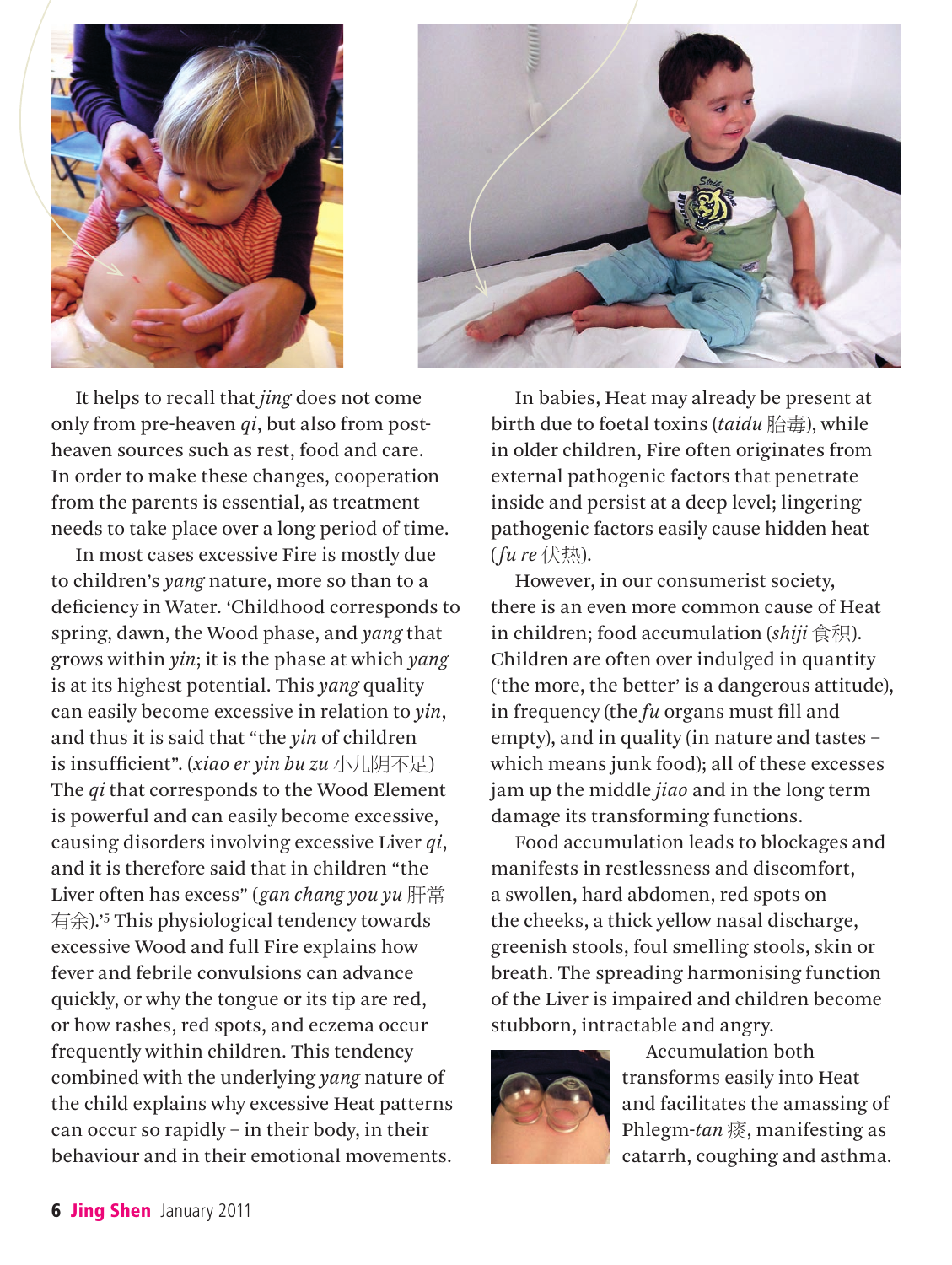It helps to recall that *jing* does not come only from pre-heaven *qi*, but also from post-heaven sources such as rest, food and care. In order to make these changes, cooperation from the parents is essential, as treatment needs to take place over a long period of time.

In most cases excessive Fire is mostly due to children's *yang* nature, more so than to a deficiency in Water. 'Childhood corresponds to spring, dawn, the Wood phase, and *yang* that grows within *yin*; it is the phase at which *yang* is at its highest potential. This *yang* quality can easily become excessive in relation to *yin*, and thus it is said that "the *yin* of children is insufficient". (*xiao er yin bu zu* 小儿阴不足) The *qi* that corresponds to the Wood Element is powerful and can easily become excessive, causing disorders involving excessive Liver *qi*, and it is therefore said that in children "the Liver often has excess" (*gan chang you yu* 肝常有余).'[5] This physiological tendency towards excessive Wood and full Fire explains how fever and febrile convulsions can advance quickly, or why the tongue or its tip are red, or how rashes, red spots, and eczema occur frequently within children. This tendency combined with the underlying *yang* nature of the child explains why excessive Heat patterns can occur so rapidly – in their body, in their behaviour and in their emotional movements.

In babies, Heat may already be present at birth due to foetal toxins (*taidu* 胎毒), while in older children, Fire often originates from external pathogenic factors that penetrate inside and persist at a deep level; lingering pathogenic factors easily cause hidden heat (*fu re* 伏热).

However, in our consumerist society, there is an even more common cause of Heat in children; food accumulation (*shiji* 食积). Children are often over indulged in quantity ('the more, the better' is a dangerous attitude), in frequency (the *fu* organs must fill and empty), and in quality (in nature and tastes – which means junk food); all of these excesses jam up the middle *jiao* and in the long term damage its transforming functions.

Food accumulation leads to blockages and manifests in restlessness and discomfort, a swollen, hard abdomen, red spots on the cheeks, a thick yellow nasal discharge, greenish stools, foul smelling stools, skin or breath. The spreading harmonising function of the Liver is impaired and children become stubborn, intractable and angry.

Accumulation both transforms easily into Heat and facilitates the amassing of Phlegm-*tan* 痰, manifesting as catarrh, coughing and asthma.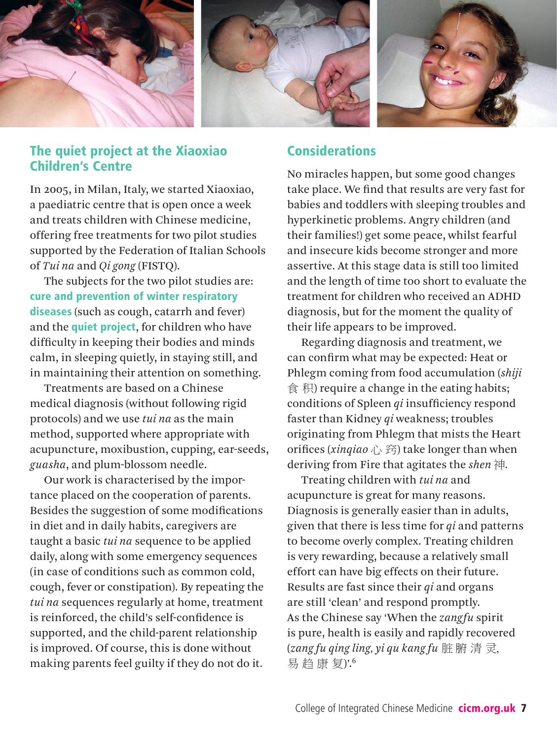## The quiet project at the Xiaoxiao Children's Centre

In 2005, in Milan, Italy, we started Xiaoxiao, a paediatric centre that is open once a week and treats children with Chinese medicine, offering free treatments for two pilot studies supported by the Federation of Italian Schools of *Tui na* and *Qi gong* (FISTQ).

The subjects for the two pilot studies are: **cure and prevention of winter respiratory diseases** (such as cough, catarrh and fever) and the **quiet project**, for children who have difficulty in keeping their bodies and minds calm, in sleeping quietly, in staying still, and in maintaining their attention on something.

Treatments are based on a Chinese medical diagnosis (without following rigid protocols) and we use *tui na* as the main method, supported where appropriate with acupuncture, moxibustion, cupping, ear-seeds, *guasha*, and plum-blossom needle.

Our work is characterised by the importance placed on the cooperation of parents. Besides the suggestion of some modifications in diet and in daily habits, caregivers are taught a basic *tui na* sequence to be applied daily, along with some emergency sequences (in case of conditions such as common cold, cough, fever or constipation). By repeating the *tui na* sequences regularly at home, treatment is reinforced, the child's self-confidence is supported, and the child-parent relationship is improved. Of course, this is done without making parents feel guilty if they do not do it.

## Considerations

No miracles happen, but some good changes take place. We find that results are very fast for babies and toddlers with sleeping troubles and hyperkinetic problems. Angry children (and their families!) get some peace, whilst fearful and insecure kids become stronger and more assertive. At this stage data is still too limited and the length of time too short to evaluate the treatment for children who received an ADHD diagnosis, but for the moment the quality of their life appears to be improved.

Regarding diagnosis and treatment, we can confirm what may be expected: Heat or Phlegm coming from food accumulation (*shiji* 食积) require a change in the eating habits; conditions of Spleen *qi* insufficiency respond faster than Kidney *qi* weakness; troubles originating from Phlegm that mists the Heart orifices (*xinqiao* 心窍) take longer than when deriving from Fire that agitates the *shen* 神.

Treating children with *tui na* and acupuncture is great for many reasons. Diagnosis is generally easier than in adults, given that there is less time for *qi* and patterns to become overly complex. Treating children is very rewarding, because a relatively small effort can have big effects on their future. Results are fast since their *qi* and organs are still 'clean' and respond promptly. As the Chinese say 'When the *zangfu* spirit is pure, health is easily and rapidly recovered (*zang fu qing ling, yi qu kang fu* 脏腑清灵, 易趋康复)'.[6]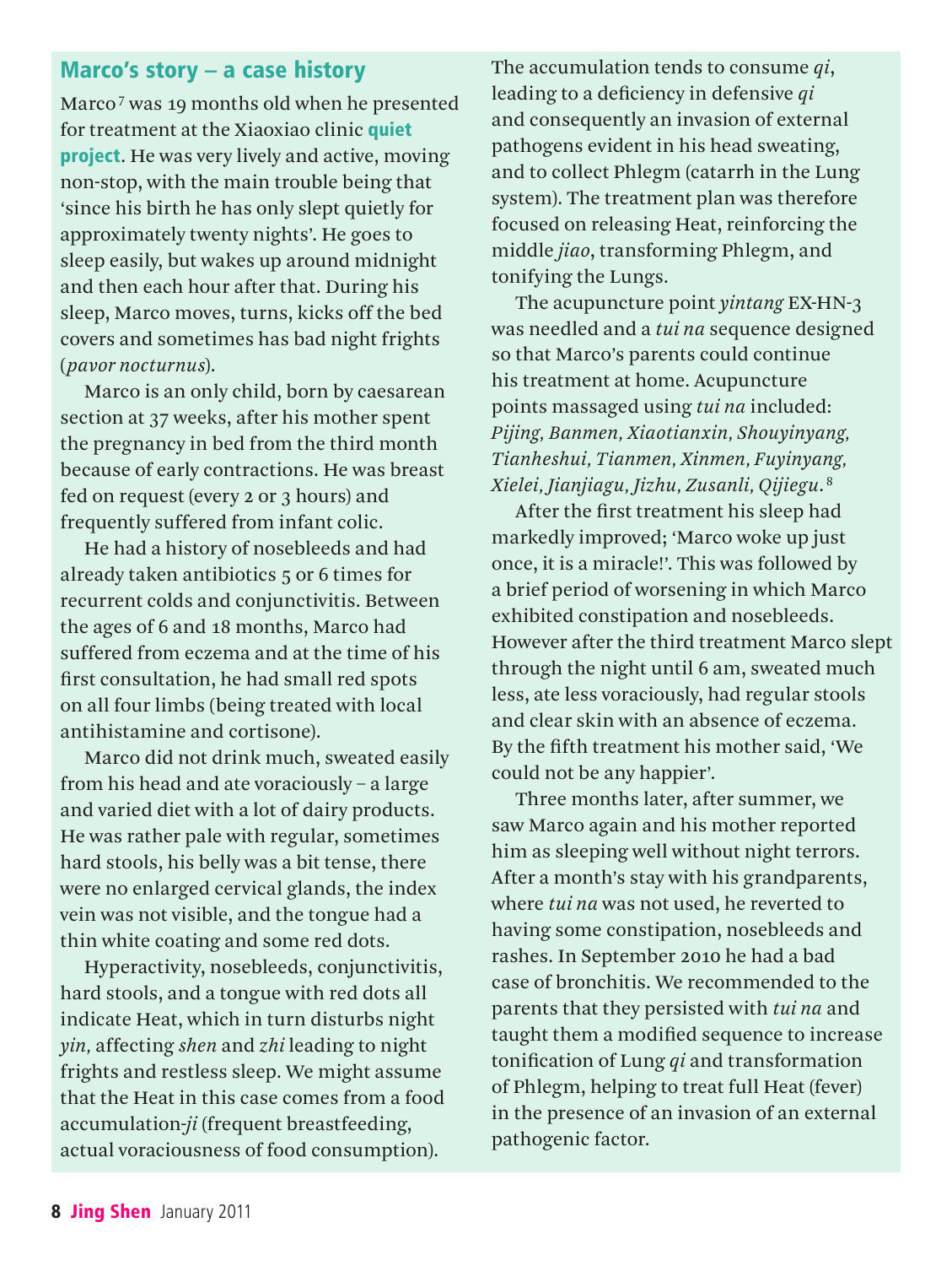## Marco's story – a case history

Marco[7] was 19 months old when he presented for treatment at the Xiaoxiao clinic **quiet project**. He was very lively and active, moving non-stop, with the main trouble being that 'since his birth he has only slept quietly for approximately twenty nights'. He goes to sleep easily, but wakes up around midnight and then each hour after that. During his sleep, Marco moves, turns, kicks off the bed covers and sometimes has bad night frights (*pavor nocturnus*).

Marco is an only child, born by caesarean section at 37 weeks, after his mother spent the pregnancy in bed from the third month because of early contractions. He was breast fed on request (every 2 or 3 hours) and frequently suffered from infant colic.

He had a history of nosebleeds and had already taken antibiotics 5 or 6 times for recurrent colds and conjunctivitis. Between the ages of 6 and 18 months, Marco had suffered from eczema and at the time of his first consultation, he had small red spots on all four limbs (being treated with local antihistamine and cortisone).

Marco did not drink much, sweated easily from his head and ate voraciously – a large and varied diet with a lot of dairy products. He was rather pale with regular, sometimes hard stools, his belly was a bit tense, there were no enlarged cervical glands, the index vein was not visible, and the tongue had a thin white coating and some red dots.

Hyperactivity, nosebleeds, conjunctivitis, hard stools, and a tongue with red dots all indicate Heat, which in turn disturbs night *yin,* affecting *shen* and *zhi* leading to night frights and restless sleep. We might assume that the Heat in this case comes from a food accumulation-*ji* (frequent breastfeeding, actual voraciousness of food consumption). The accumulation tends to consume *qi*, leading to a deficiency in defensive *qi* and consequently an invasion of external pathogens evident in his head sweating, and to collect Phlegm (catarrh in the Lung system). The treatment plan was therefore focused on releasing Heat, reinforcing the middle *jiao*, transforming Phlegm, and tonifying the Lungs.

The acupuncture point *yintang* EX-HN-3 was needled and a *tui na* sequence designed so that Marco's parents could continue his treatment at home. Acupuncture points massaged using *tui na* included: *Pijing, Banmen, Xiaotianxin, Shouyinyang, Tianheshui, Tianmen, Xinmen, Fuyinyang, Xielei, Jianjiagu, Jizhu, Zusanli, Qijiegu.*[8]

After the first treatment his sleep had markedly improved; 'Marco woke up just once, it is a miracle!'. This was followed by a brief period of worsening in which Marco exhibited constipation and nosebleeds. However after the third treatment Marco slept through the night until 6 am, sweated much less, ate less voraciously, had regular stools and clear skin with an absence of eczema. By the fifth treatment his mother said, 'We could not be any happier'.

Three months later, after summer, we saw Marco again and his mother reported him as sleeping well without night terrors. After a month's stay with his grandparents, where *tui na* was not used, he reverted to having some constipation, nosebleeds and rashes. In September 2010 he had a bad case of bronchitis. We recommended to the parents that they persisted with *tui na* and taught them a modified sequence to increase tonification of Lung *qi* and transformation of Phlegm, helping to treat full Heat (fever) in the presence of an invasion of an external pathogenic factor.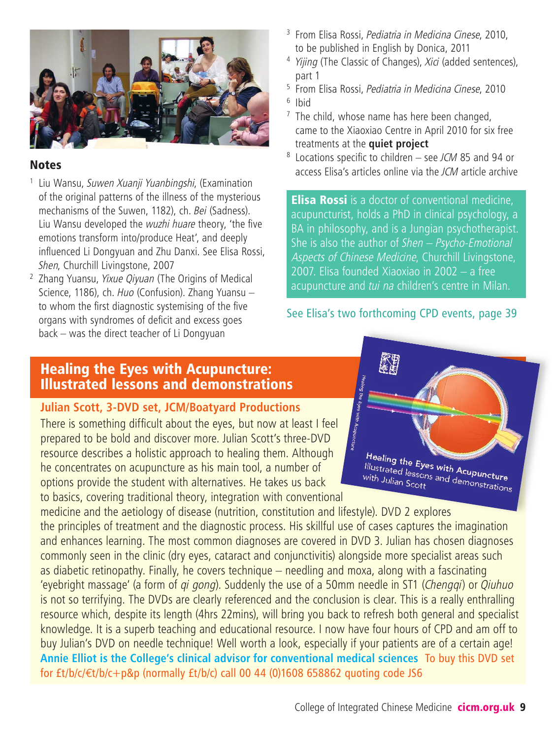## Notes

1. Liu Wansu, *Suwen Xuanji Yuanbingshi*, (Examination of the original patterns of the illness of the mysterious mechanisms of the Suwen, 1182), ch. *Bei* (Sadness). Liu Wansu developed the *wuzhi huare* theory, 'the five emotions transform into/produce Heat', and deeply influenced Li Dongyuan and Zhu Danxi. See Elisa Rossi, *Shen*, Churchill Livingstone, 2007
2. Zhang Yuansu, *Yixue Qiyuan* (The Origins of Medical Science, 1186), ch. *Huo* (Confusion). Zhang Yuansu – to whom the first diagnostic systemising of the five organs with syndromes of deficit and excess goes back – was the direct teacher of Li Dongyuan
3. From Elisa Rossi, *Pediatria in Medicina Cinese*, 2010, to be published in English by Donica, 2011
4. *Yijing* (The Classic of Changes), *Xici* (added sentences), part 1
5. From Elisa Rossi, *Pediatria in Medicina Cinese*, 2010
6. Ibid
7. The child, whose name has here been changed, came to the Xiaoxiao Centre in April 2010 for six free treatments at the **quiet project**
8. Locations specific to children – see *JCM* 85 and 94 or access Elisa's articles online via the *JCM* article archive

**Elisa Rossi** is a doctor of conventional medicine, acupuncturist, holds a PhD in clinical psychology, a BA in philosophy, and is a Jungian psychotherapist. She is also the author of *Shen – Psycho-Emotional Aspects of Chinese Medicine*, Churchill Livingstone, 2007. Elisa founded Xiaoxiao in 2002 – a free acupuncture and *tui na* children's centre in Milan.

See Elisa's two forthcoming CPD events, page 39

## Healing the Eyes with Acupuncture: Illustrated lessons and demonstrations

### Julian Scott, 3-DVD set, JCM/Boatyard Productions

There is something difficult about the eyes, but now at least I feel prepared to be bold and discover more. Julian Scott's three-DVD resource describes a holistic approach to healing them. Although he concentrates on acupuncture as his main tool, a number of options provide the student with alternatives. He takes us back to basics, covering traditional theory, integration with conventional medicine and the aetiology of disease (nutrition, constitution and lifestyle). DVD 2 explores the principles of treatment and the diagnostic process. His skillful use of cases captures the imagination and enhances learning. The most common diagnoses are covered in DVD 3. Julian has chosen diagnoses commonly seen in the clinic (dry eyes, cataract and conjunctivitis) alongside more specialist areas such as diabetic retinopathy. Finally, he covers technique – needling and moxa, along with a fascinating 'eyebright massage' (a form of *qi gong*). Suddenly the use of a 50mm needle in ST1 (*Chengqi*) or *Qiuhuo* is not so terrifying. The DVDs are clearly referenced and the conclusion is clear. This is a really enthralling resource which, despite its length (4hrs 22mins), will bring you back to refresh both general and specialist knowledge. It is a superb teaching and educational resource. I now have four hours of CPD and am off to buy Julian's DVD on needle technique! Well worth a look, especially if your patients are of a certain age!

**Annie Elliot is the College's clinical advisor for conventional medical sciences** To buy this DVD set for £t/b/c/€t/b/c+p&p (normally £t/b/c) call 00 44 (0)1608 658862 quoting code JS6